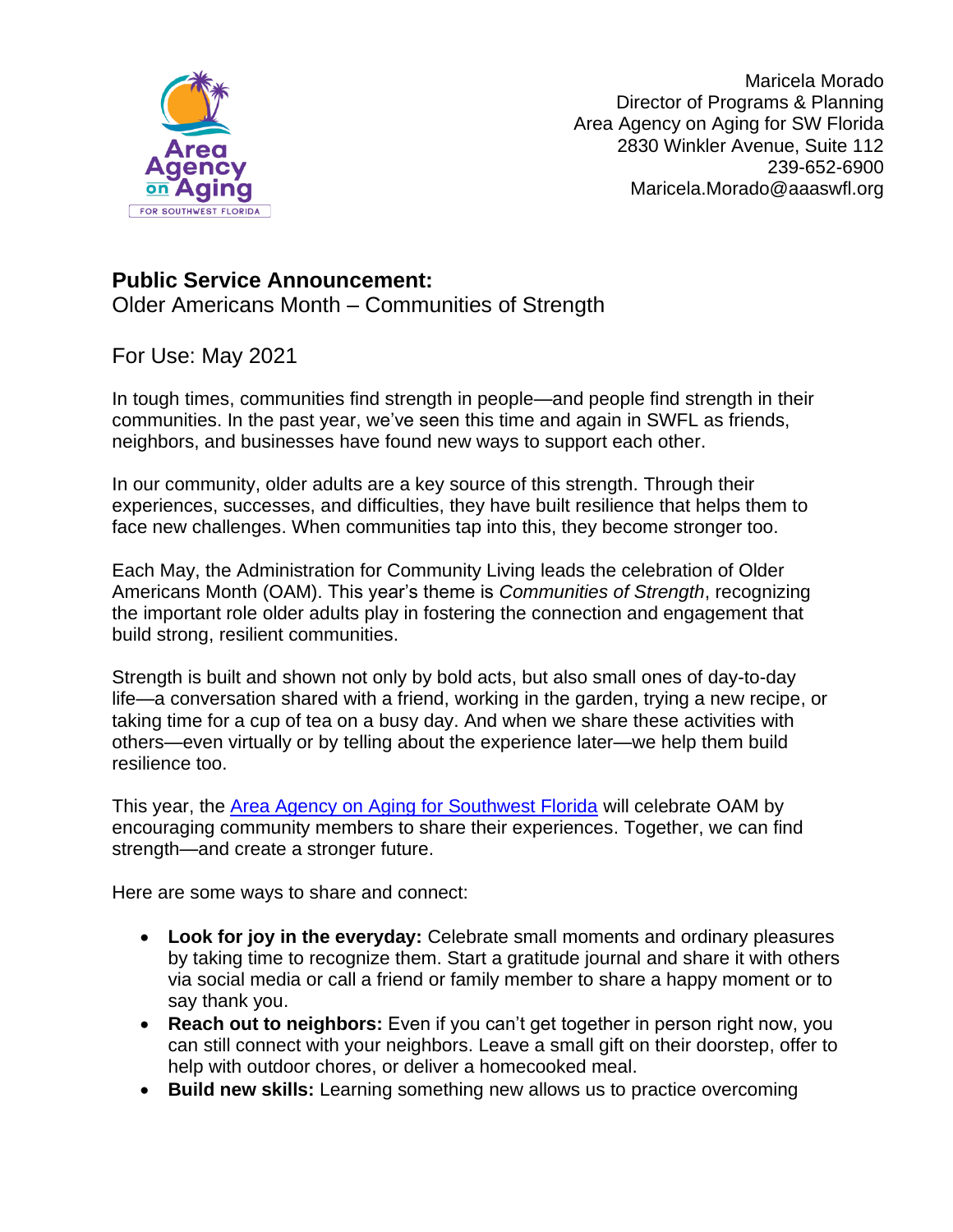Maricela Morado
Director of Programs & Planning
Area Agency on Aging for SW Florida
2830 Winkler Avenue, Suite 112
239-652-6900
Maricela.Morado@aaaswfl.org

**Public Service Announcement:**
Older Americans Month – Communities of Strength

For Use: May 2021

In tough times, communities find strength in people—and people find strength in their communities. In the past year, we've seen this time and again in SWFL as friends, neighbors, and businesses have found new ways to support each other.

In our community, older adults are a key source of this strength. Through their experiences, successes, and difficulties, they have built resilience that helps them to face new challenges. When communities tap into this, they become stronger too.

Each May, the Administration for Community Living leads the celebration of Older Americans Month (OAM). This year's theme is *Communities of Strength*, recognizing the important role older adults play in fostering the connection and engagement that build strong, resilient communities.

Strength is built and shown not only by bold acts, but also small ones of day-to-day life—a conversation shared with a friend, working in the garden, trying a new recipe, or taking time for a cup of tea on a busy day. And when we share these activities with others—even virtually or by telling about the experience later—we help them build resilience too.

This year, the [Area Agency on Aging for Southwest Florida]() will celebrate OAM by encouraging community members to share their experiences. Together, we can find strength—and create a stronger future.

Here are some ways to share and connect:

- **Look for joy in the everyday:** Celebrate small moments and ordinary pleasures by taking time to recognize them. Start a gratitude journal and share it with others via social media or call a friend or family member to share a happy moment or to say thank you.
- **Reach out to neighbors:** Even if you can't get together in person right now, you can still connect with your neighbors. Leave a small gift on their doorstep, offer to help with outdoor chores, or deliver a homecooked meal.
- **Build new skills:** Learning something new allows us to practice overcoming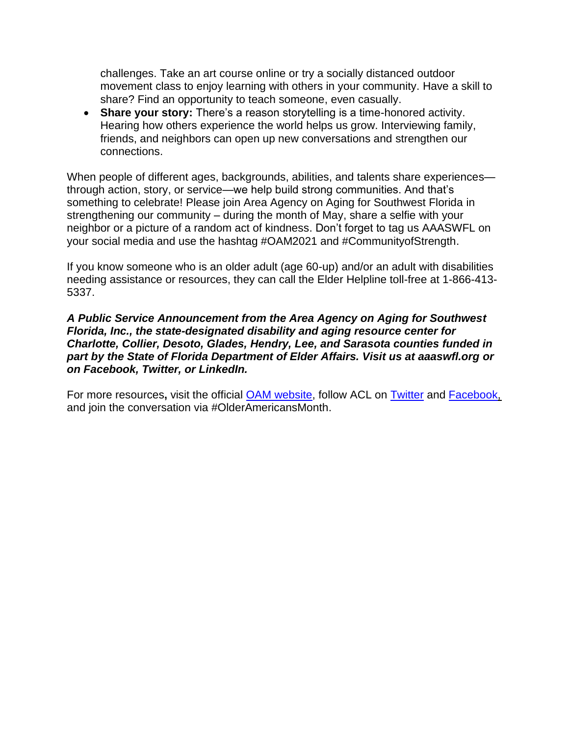challenges. Take an art course online or try a socially distanced outdoor movement class to enjoy learning with others in your community. Have a skill to share? Find an opportunity to teach someone, even casually.

- **Share your story:** There's a reason storytelling is a time-honored activity. Hearing how others experience the world helps us grow. Interviewing family, friends, and neighbors can open up new conversations and strengthen our connections.

When people of different ages, backgrounds, abilities, and talents share experiences—through action, story, or service—we help build strong communities. And that's something to celebrate! Please join Area Agency on Aging for Southwest Florida in strengthening our community – during the month of May, share a selfie with your neighbor or a picture of a random act of kindness. Don't forget to tag us AAASWFL on your social media and use the hashtag #OAM2021 and #CommunityofStrength.

If you know someone who is an older adult (age 60-up) and/or an adult with disabilities needing assistance or resources, they can call the Elder Helpline toll-free at 1-866-413-5337.

***A Public Service Announcement from the Area Agency on Aging for Southwest Florida, Inc., the state-designated disability and aging resource center for Charlotte, Collier, Desoto, Glades, Hendry, Lee, and Sarasota counties funded in part by the State of Florida Department of Elder Affairs. Visit us at aaaswfl.org or on Facebook, Twitter, or LinkedIn.***

For more resources**,** visit the official OAM website, follow ACL on Twitter and Facebook, and join the conversation via #OlderAmericansMonth.